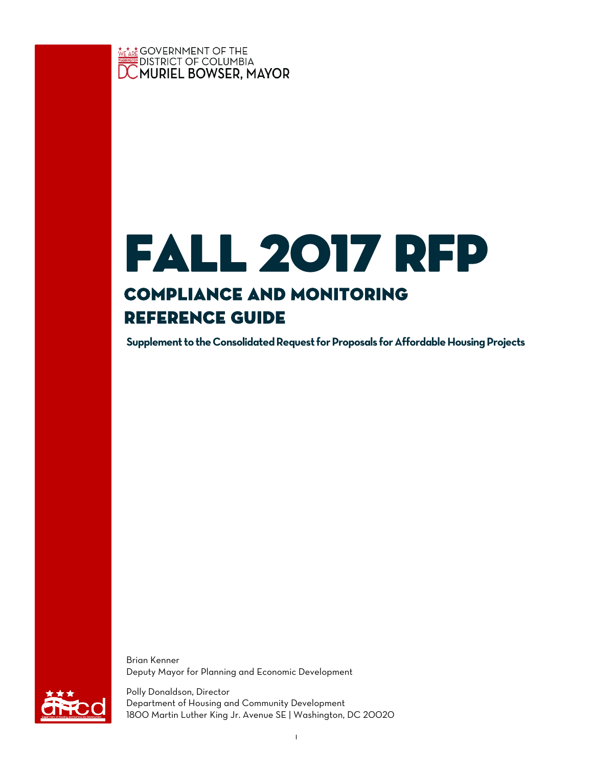GOVERNMENT OF THE
DISTRICT OF COLUMBIA
MURIEL BOWSER, MAYOR

# FALL 2017 RFP

## COMPLIANCE AND MONITORING REFERENCE GUIDE

**Supplement to the Consolidated Request for Proposals for Affordable Housing Projects**

Brian Kenner
Deputy Mayor for Planning and Economic Development

Polly Donaldson, Director
Department of Housing and Community Development
1800 Martin Luther King Jr. Avenue SE | Washington, DC 20020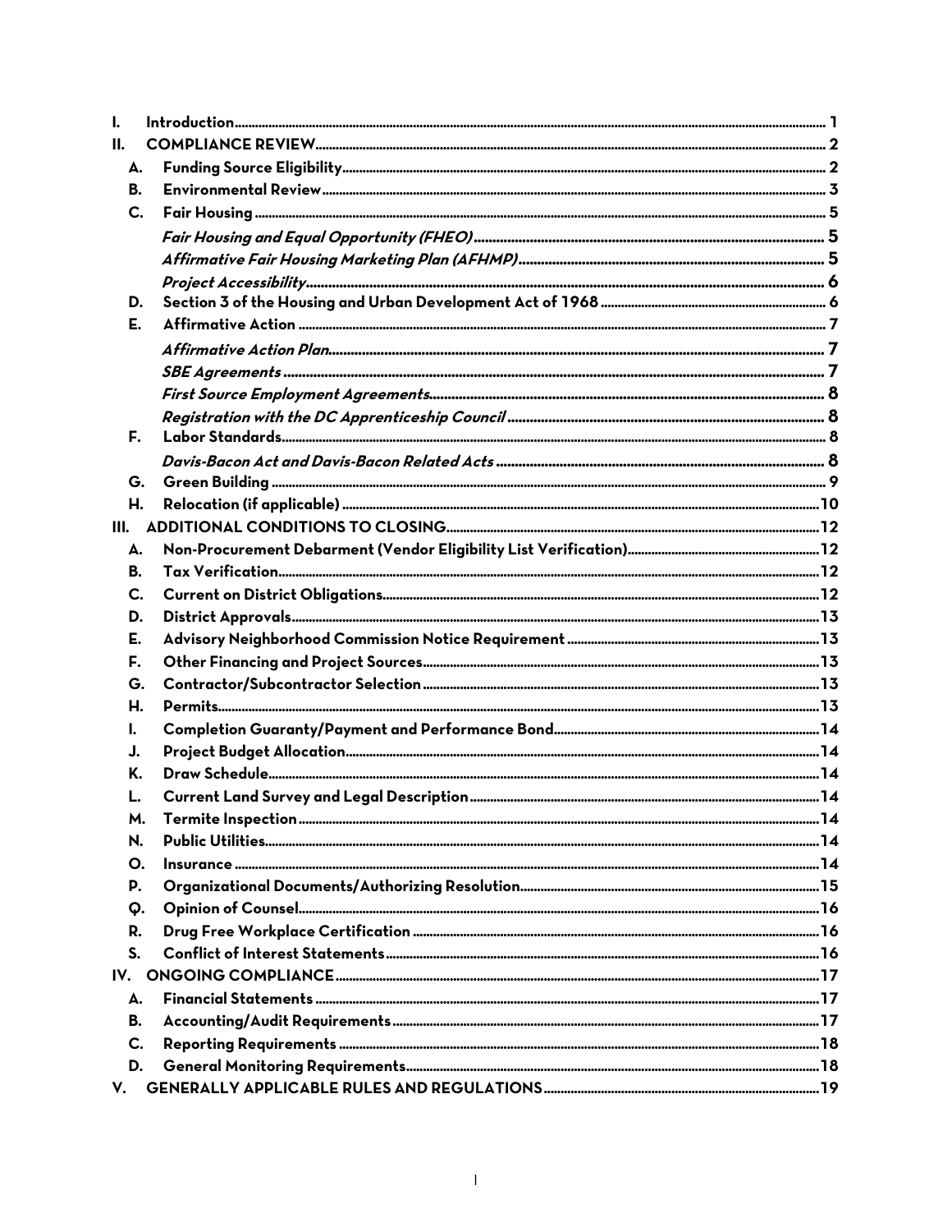- I. Introduction ..... 1
- II. COMPLIANCE REVIEW ..... 2
  - A. Funding Source Eligibility ..... 2
  - B. Environmental Review ..... 3
  - C. Fair Housing ..... 5
    - *Fair Housing and Equal Opportunity (FHEO)* ..... 5
    - *Affirmative Fair Housing Marketing Plan (AFHMP)* ..... 5
    - *Project Accessibility* ..... 6
  - D. Section 3 of the Housing and Urban Development Act of 1968 ..... 6
  - E. Affirmative Action ..... 7
    - *Affirmative Action Plan* ..... 7
    - *SBE Agreements* ..... 7
    - *First Source Employment Agreements* ..... 8
    - *Registration with the DC Apprenticeship Council* ..... 8
  - F. Labor Standards ..... 8
    - *Davis-Bacon Act and Davis-Bacon Related Acts* ..... 8
  - G. Green Building ..... 9
  - H. Relocation (if applicable) ..... 10
- III. ADDITIONAL CONDITIONS TO CLOSING ..... 12
  - A. Non-Procurement Debarment (Vendor Eligibility List Verification) ..... 12
  - B. Tax Verification ..... 12
  - C. Current on District Obligations ..... 12
  - D. District Approvals ..... 13
  - E. Advisory Neighborhood Commission Notice Requirement ..... 13
  - F. Other Financing and Project Sources ..... 13
  - G. Contractor/Subcontractor Selection ..... 13
  - H. Permits ..... 13
  - I. Completion Guaranty/Payment and Performance Bond ..... 14
  - J. Project Budget Allocation ..... 14
  - K. Draw Schedule ..... 14
  - L. Current Land Survey and Legal Description ..... 14
  - M. Termite Inspection ..... 14
  - N. Public Utilities ..... 14
  - O. Insurance ..... 14
  - P. Organizational Documents/Authorizing Resolution ..... 15
  - Q. Opinion of Counsel ..... 16
  - R. Drug Free Workplace Certification ..... 16
  - S. Conflict of Interest Statements ..... 16
- IV. ONGOING COMPLIANCE ..... 17
  - A. Financial Statements ..... 17
  - B. Accounting/Audit Requirements ..... 17
  - C. Reporting Requirements ..... 18
  - D. General Monitoring Requirements ..... 18
- V. GENERALLY APPLICABLE RULES AND REGULATIONS ..... 19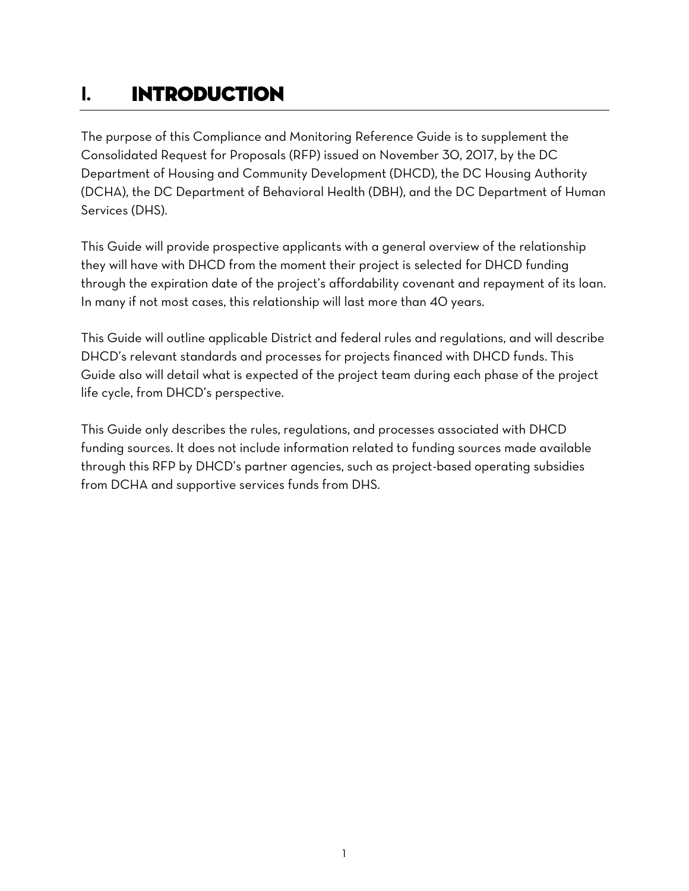# I. INTRODUCTION

The purpose of this Compliance and Monitoring Reference Guide is to supplement the Consolidated Request for Proposals (RFP) issued on November 30, 2017, by the DC Department of Housing and Community Development (DHCD), the DC Housing Authority (DCHA), the DC Department of Behavioral Health (DBH), and the DC Department of Human Services (DHS).

This Guide will provide prospective applicants with a general overview of the relationship they will have with DHCD from the moment their project is selected for DHCD funding through the expiration date of the project's affordability covenant and repayment of its loan. In many if not most cases, this relationship will last more than 40 years.

This Guide will outline applicable District and federal rules and regulations, and will describe DHCD's relevant standards and processes for projects financed with DHCD funds. This Guide also will detail what is expected of the project team during each phase of the project life cycle, from DHCD's perspective.

This Guide only describes the rules, regulations, and processes associated with DHCD funding sources. It does not include information related to funding sources made available through this RFP by DHCD's partner agencies, such as project-based operating subsidies from DCHA and supportive services funds from DHS.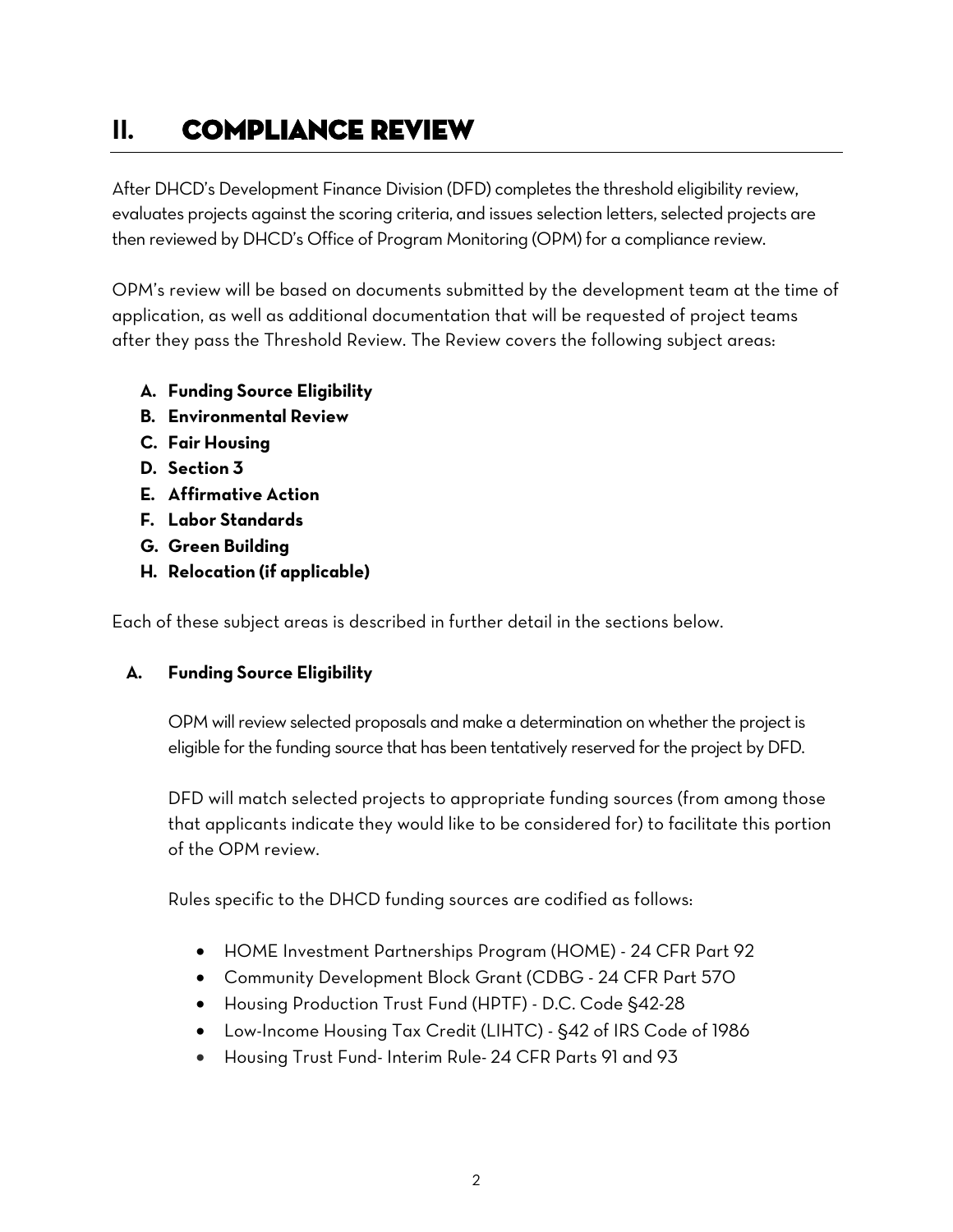# II. COMPLIANCE REVIEW

After DHCD's Development Finance Division (DFD) completes the threshold eligibility review, evaluates projects against the scoring criteria, and issues selection letters, selected projects are then reviewed by DHCD's Office of Program Monitoring (OPM) for a compliance review.

OPM's review will be based on documents submitted by the development team at the time of application, as well as additional documentation that will be requested of project teams after they pass the Threshold Review. The Review covers the following subject areas:

- **A. Funding Source Eligibility**
- **B. Environmental Review**
- **C. Fair Housing**
- **D. Section 3**
- **E. Affirmative Action**
- **F. Labor Standards**
- **G. Green Building**
- **H. Relocation (if applicable)**

Each of these subject areas is described in further detail in the sections below.

## A. Funding Source Eligibility

OPM will review selected proposals and make a determination on whether the project is eligible for the funding source that has been tentatively reserved for the project by DFD.

DFD will match selected projects to appropriate funding sources (from among those that applicants indicate they would like to be considered for) to facilitate this portion of the OPM review.

Rules specific to the DHCD funding sources are codified as follows:

- HOME Investment Partnerships Program (HOME) - 24 CFR Part 92
- Community Development Block Grant (CDBG - 24 CFR Part 570
- Housing Production Trust Fund (HPTF) - D.C. Code §42-28
- Low-Income Housing Tax Credit (LIHTC) - §42 of IRS Code of 1986
- Housing Trust Fund- Interim Rule- 24 CFR Parts 91 and 93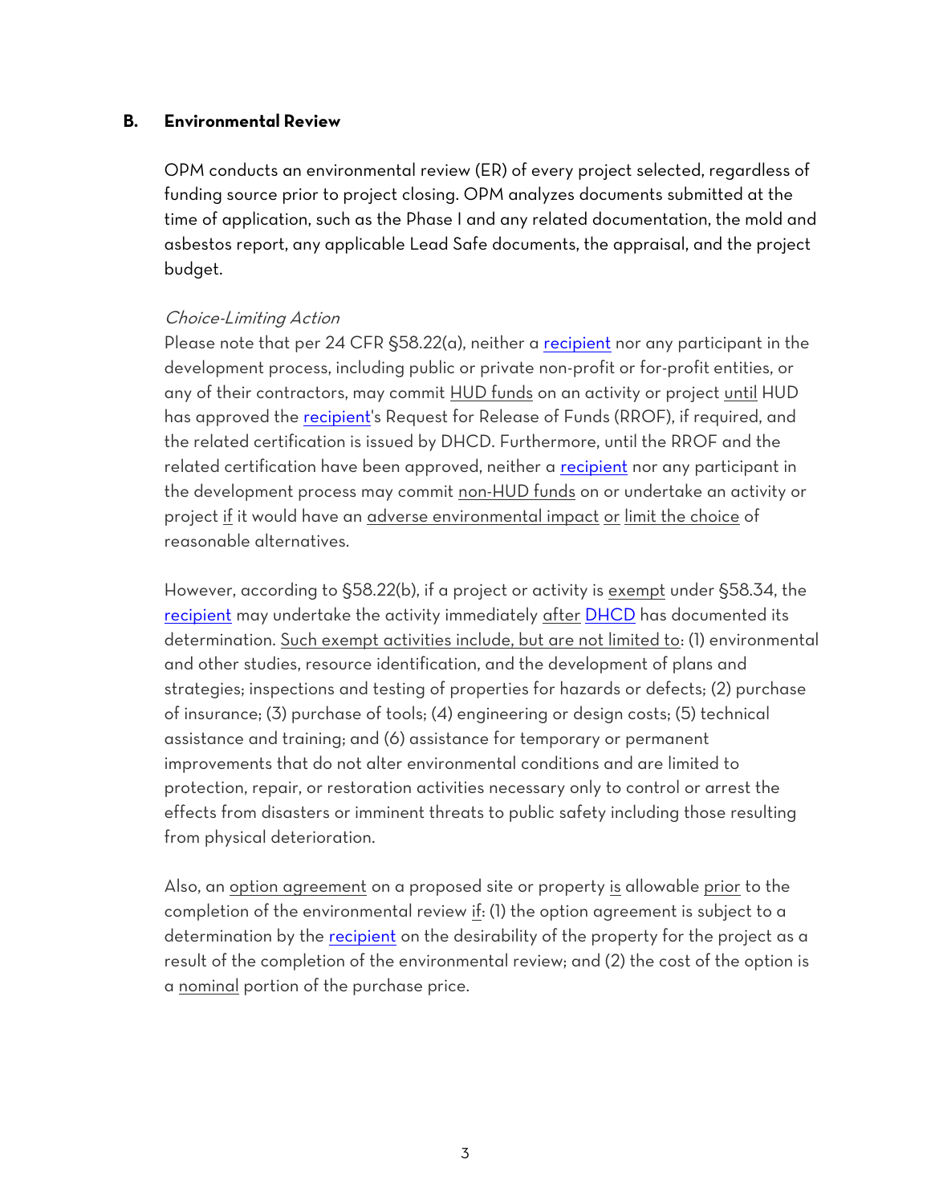### B. Environmental Review

OPM conducts an environmental review (ER) of every project selected, regardless of funding source prior to project closing. OPM analyzes documents submitted at the time of application, such as the Phase I and any related documentation, the mold and asbestos report, any applicable Lead Safe documents, the appraisal, and the project budget.

*Choice-Limiting Action*

Please note that per 24 CFR §58.22(a), neither a recipient nor any participant in the development process, including public or private non-profit or for-profit entities, or any of their contractors, may commit HUD funds on an activity or project until HUD has approved the recipient's Request for Release of Funds (RROF), if required, and the related certification is issued by DHCD. Furthermore, until the RROF and the related certification have been approved, neither a recipient nor any participant in the development process may commit non-HUD funds on or undertake an activity or project if it would have an adverse environmental impact or limit the choice of reasonable alternatives.

However, according to §58.22(b), if a project or activity is exempt under §58.34, the recipient may undertake the activity immediately after DHCD has documented its determination. Such exempt activities include, but are not limited to: (1) environmental and other studies, resource identification, and the development of plans and strategies; inspections and testing of properties for hazards or defects; (2) purchase of insurance; (3) purchase of tools; (4) engineering or design costs; (5) technical assistance and training; and (6) assistance for temporary or permanent improvements that do not alter environmental conditions and are limited to protection, repair, or restoration activities necessary only to control or arrest the effects from disasters or imminent threats to public safety including those resulting from physical deterioration.

Also, an option agreement on a proposed site or property is allowable prior to the completion of the environmental review if: (1) the option agreement is subject to a determination by the recipient on the desirability of the property for the project as a result of the completion of the environmental review; and (2) the cost of the option is a nominal portion of the purchase price.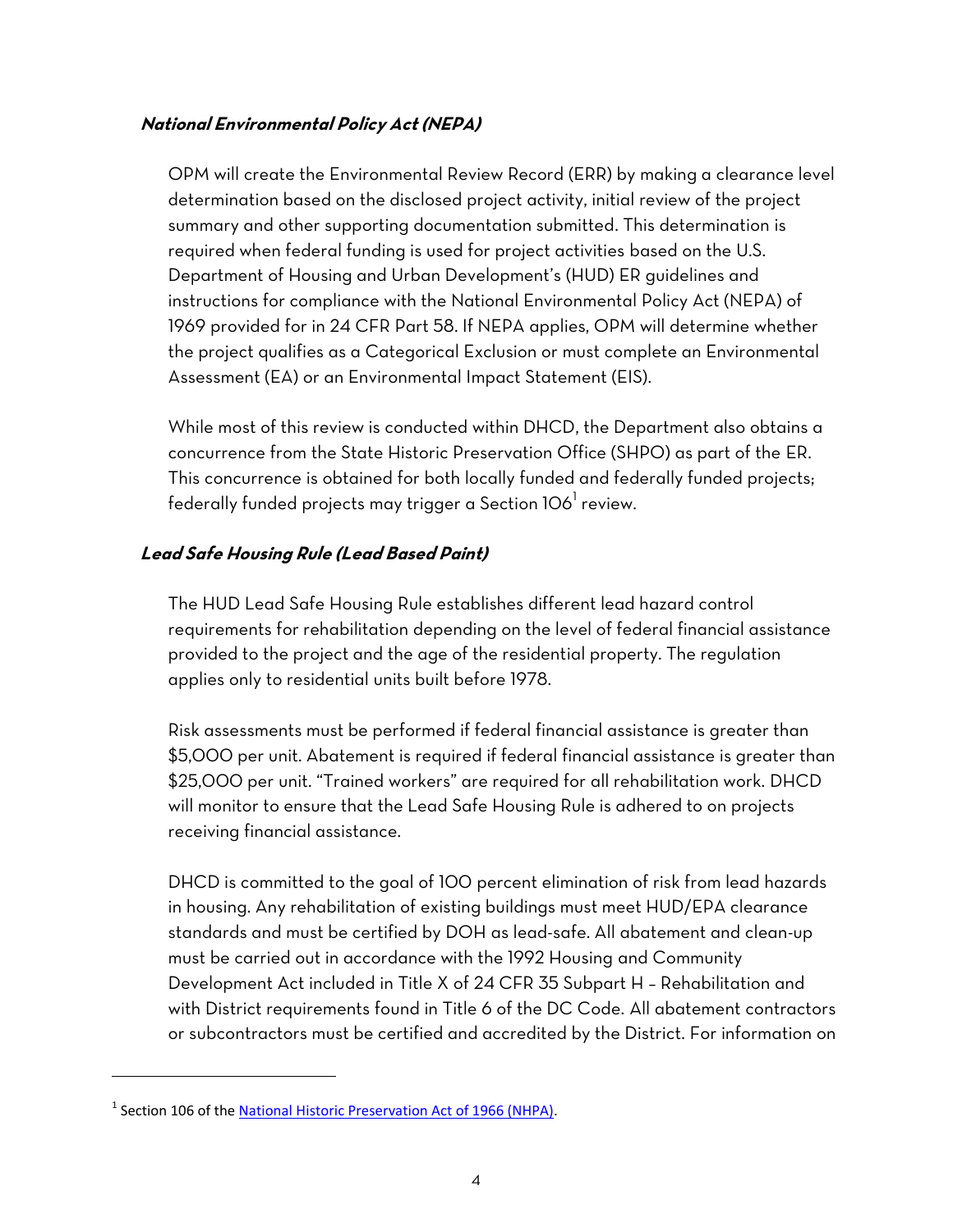### *National Environmental Policy Act (NEPA)*

OPM will create the Environmental Review Record (ERR) by making a clearance level determination based on the disclosed project activity, initial review of the project summary and other supporting documentation submitted. This determination is required when federal funding is used for project activities based on the U.S. Department of Housing and Urban Development's (HUD) ER guidelines and instructions for compliance with the National Environmental Policy Act (NEPA) of 1969 provided for in 24 CFR Part 58. If NEPA applies, OPM will determine whether the project qualifies as a Categorical Exclusion or must complete an Environmental Assessment (EA) or an Environmental Impact Statement (EIS).

While most of this review is conducted within DHCD, the Department also obtains a concurrence from the State Historic Preservation Office (SHPO) as part of the ER. This concurrence is obtained for both locally funded and federally funded projects; federally funded projects may trigger a Section 106[1] review.

### *Lead Safe Housing Rule (Lead Based Paint)*

The HUD Lead Safe Housing Rule establishes different lead hazard control requirements for rehabilitation depending on the level of federal financial assistance provided to the project and the age of the residential property. The regulation applies only to residential units built before 1978.

Risk assessments must be performed if federal financial assistance is greater than $5,000 per unit. Abatement is required if federal financial assistance is greater than $25,000 per unit. "Trained workers" are required for all rehabilitation work. DHCD will monitor to ensure that the Lead Safe Housing Rule is adhered to on projects receiving financial assistance.

DHCD is committed to the goal of 100 percent elimination of risk from lead hazards in housing. Any rehabilitation of existing buildings must meet HUD/EPA clearance standards and must be certified by DOH as lead-safe. All abatement and clean-up must be carried out in accordance with the 1992 Housing and Community Development Act included in Title X of 24 CFR 35 Subpart H – Rehabilitation and with District requirements found in Title 6 of the DC Code. All abatement contractors or subcontractors must be certified and accredited by the District. For information on

---

[1] Section 106 of the [National Historic Preservation Act of 1966 (NHPA)](#).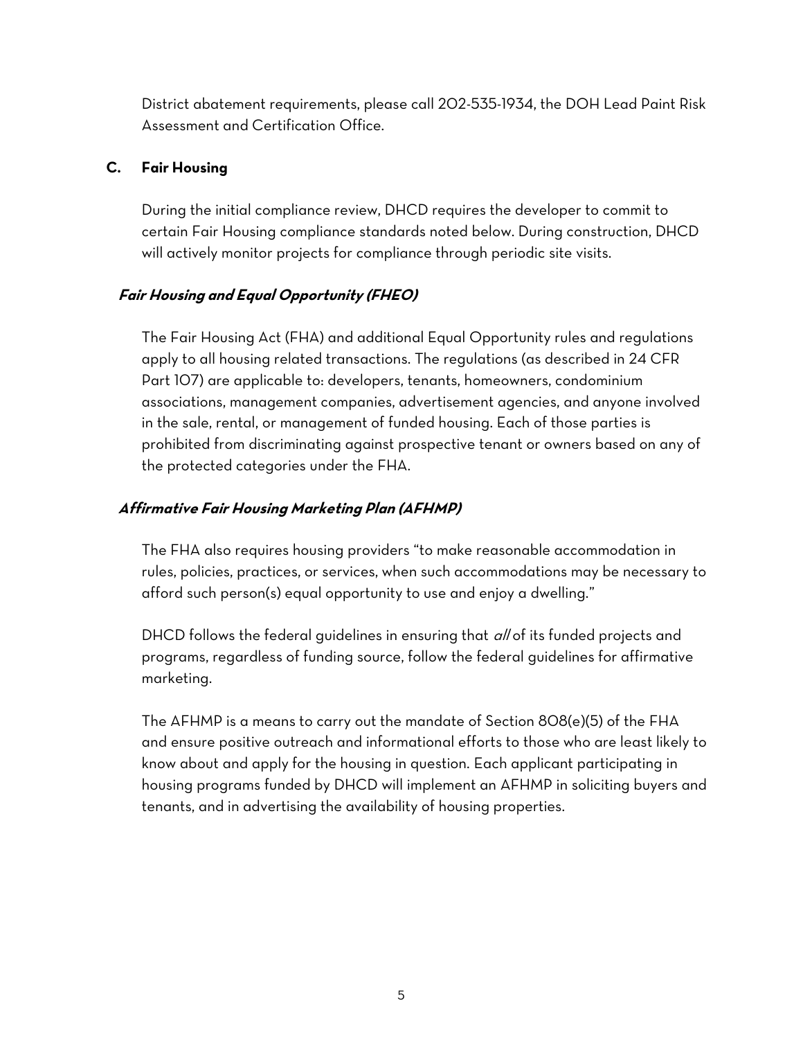District abatement requirements, please call 202-535-1934, the DOH Lead Paint Risk Assessment and Certification Office.

## C. Fair Housing

During the initial compliance review, DHCD requires the developer to commit to certain Fair Housing compliance standards noted below. During construction, DHCD will actively monitor projects for compliance through periodic site visits.

### *Fair Housing and Equal Opportunity (FHEO)*

The Fair Housing Act (FHA) and additional Equal Opportunity rules and regulations apply to all housing related transactions. The regulations (as described in 24 CFR Part 107) are applicable to: developers, tenants, homeowners, condominium associations, management companies, advertisement agencies, and anyone involved in the sale, rental, or management of funded housing. Each of those parties is prohibited from discriminating against prospective tenant or owners based on any of the protected categories under the FHA.

### *Affirmative Fair Housing Marketing Plan (AFHMP)*

The FHA also requires housing providers "to make reasonable accommodation in rules, policies, practices, or services, when such accommodations may be necessary to afford such person(s) equal opportunity to use and enjoy a dwelling."

DHCD follows the federal guidelines in ensuring that *all* of its funded projects and programs, regardless of funding source, follow the federal guidelines for affirmative marketing.

The AFHMP is a means to carry out the mandate of Section 808(e)(5) of the FHA and ensure positive outreach and informational efforts to those who are least likely to know about and apply for the housing in question. Each applicant participating in housing programs funded by DHCD will implement an AFHMP in soliciting buyers and tenants, and in advertising the availability of housing properties.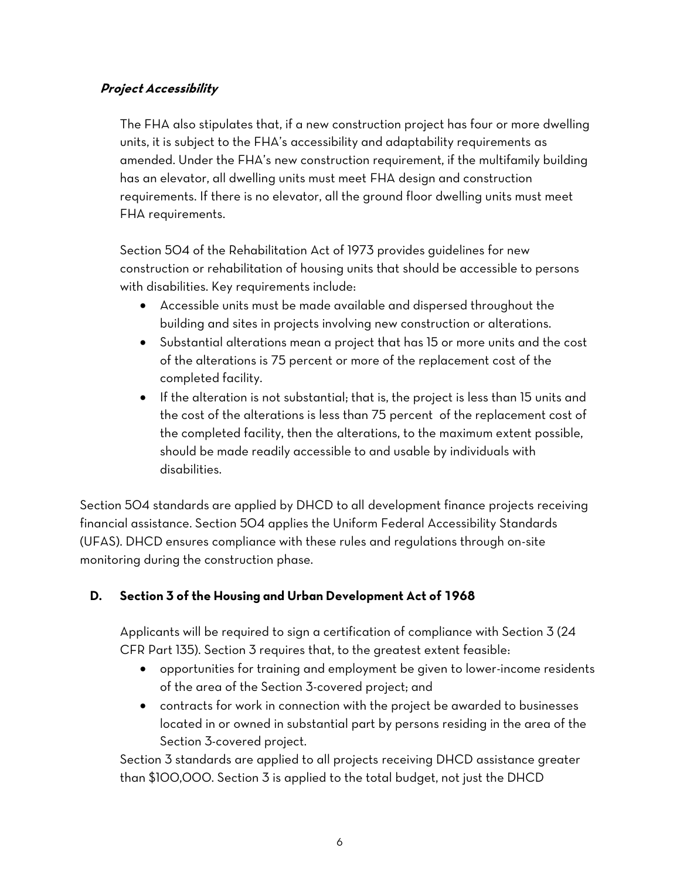***Project Accessibility***

The FHA also stipulates that, if a new construction project has four or more dwelling units, it is subject to the FHA's accessibility and adaptability requirements as amended. Under the FHA's new construction requirement, if the multifamily building has an elevator, all dwelling units must meet FHA design and construction requirements. If there is no elevator, all the ground floor dwelling units must meet FHA requirements.

Section 504 of the Rehabilitation Act of 1973 provides guidelines for new construction or rehabilitation of housing units that should be accessible to persons with disabilities. Key requirements include:

- Accessible units must be made available and dispersed throughout the building and sites in projects involving new construction or alterations.
- Substantial alterations mean a project that has 15 or more units and the cost of the alterations is 75 percent or more of the replacement cost of the completed facility.
- If the alteration is not substantial; that is, the project is less than 15 units and the cost of the alterations is less than 75 percent of the replacement cost of the completed facility, then the alterations, to the maximum extent possible, should be made readily accessible to and usable by individuals with disabilities.

Section 504 standards are applied by DHCD to all development finance projects receiving financial assistance. Section 504 applies the Uniform Federal Accessibility Standards (UFAS). DHCD ensures compliance with these rules and regulations through on-site monitoring during the construction phase.

## D. Section 3 of the Housing and Urban Development Act of 1968

Applicants will be required to sign a certification of compliance with Section 3 (24 CFR Part 135). Section 3 requires that, to the greatest extent feasible:

- opportunities for training and employment be given to lower-income residents of the area of the Section 3-covered project; and
- contracts for work in connection with the project be awarded to businesses located in or owned in substantial part by persons residing in the area of the Section 3-covered project.

Section 3 standards are applied to all projects receiving DHCD assistance greater than $100,000. Section 3 is applied to the total budget, not just the DHCD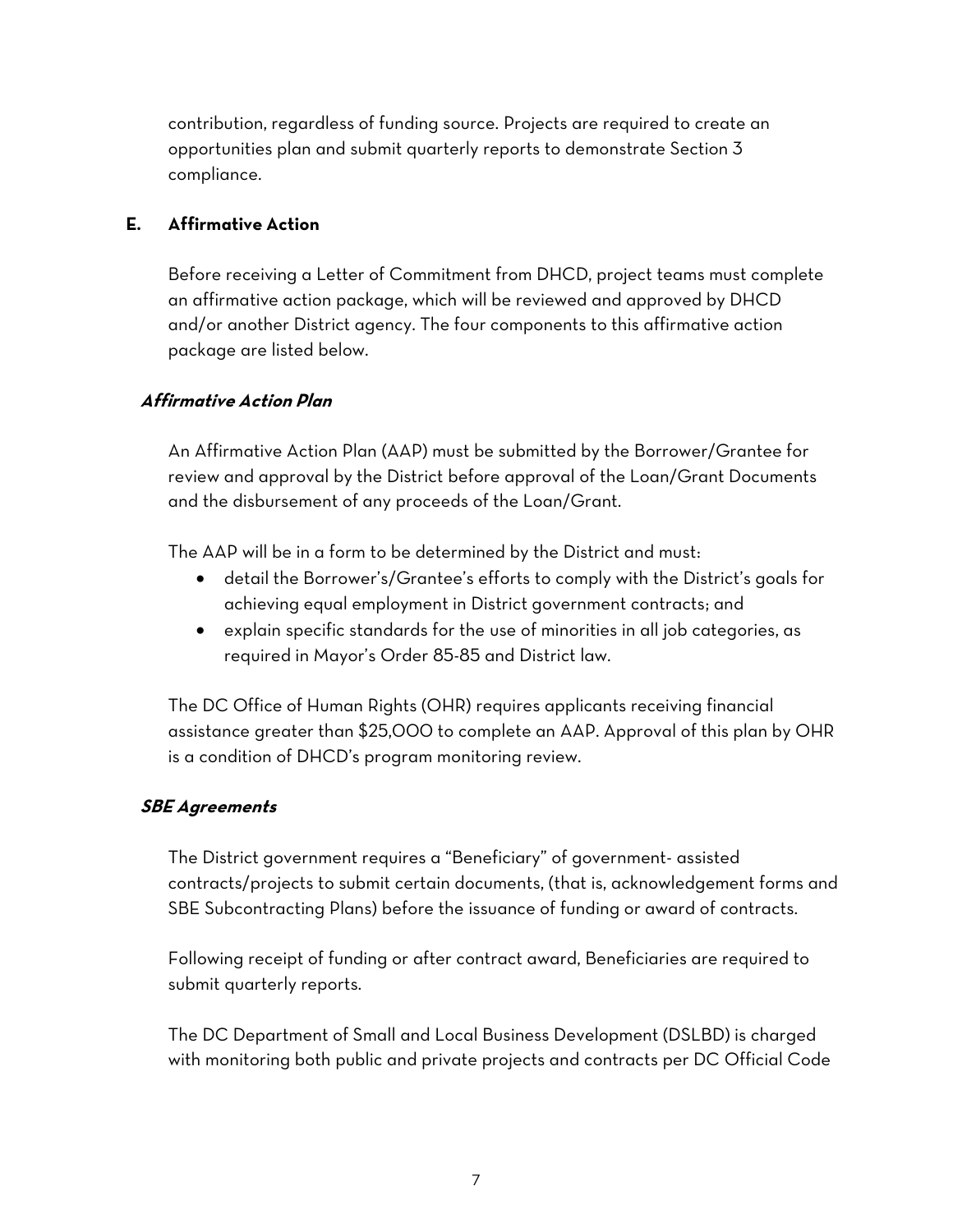contribution, regardless of funding source. Projects are required to create an opportunities plan and submit quarterly reports to demonstrate Section 3 compliance.

## E. Affirmative Action

Before receiving a Letter of Commitment from DHCD, project teams must complete an affirmative action package, which will be reviewed and approved by DHCD and/or another District agency. The four components to this affirmative action package are listed below.

### *Affirmative Action Plan*

An Affirmative Action Plan (AAP) must be submitted by the Borrower/Grantee for review and approval by the District before approval of the Loan/Grant Documents and the disbursement of any proceeds of the Loan/Grant.

The AAP will be in a form to be determined by the District and must:

- detail the Borrower's/Grantee's efforts to comply with the District's goals for achieving equal employment in District government contracts; and
- explain specific standards for the use of minorities in all job categories, as required in Mayor's Order 85-85 and District law.

The DC Office of Human Rights (OHR) requires applicants receiving financial assistance greater than $25,000 to complete an AAP. Approval of this plan by OHR is a condition of DHCD's program monitoring review.

### *SBE Agreements*

The District government requires a "Beneficiary" of government- assisted contracts/projects to submit certain documents, (that is, acknowledgement forms and SBE Subcontracting Plans) before the issuance of funding or award of contracts.

Following receipt of funding or after contract award, Beneficiaries are required to submit quarterly reports.

The DC Department of Small and Local Business Development (DSLBD) is charged with monitoring both public and private projects and contracts per DC Official Code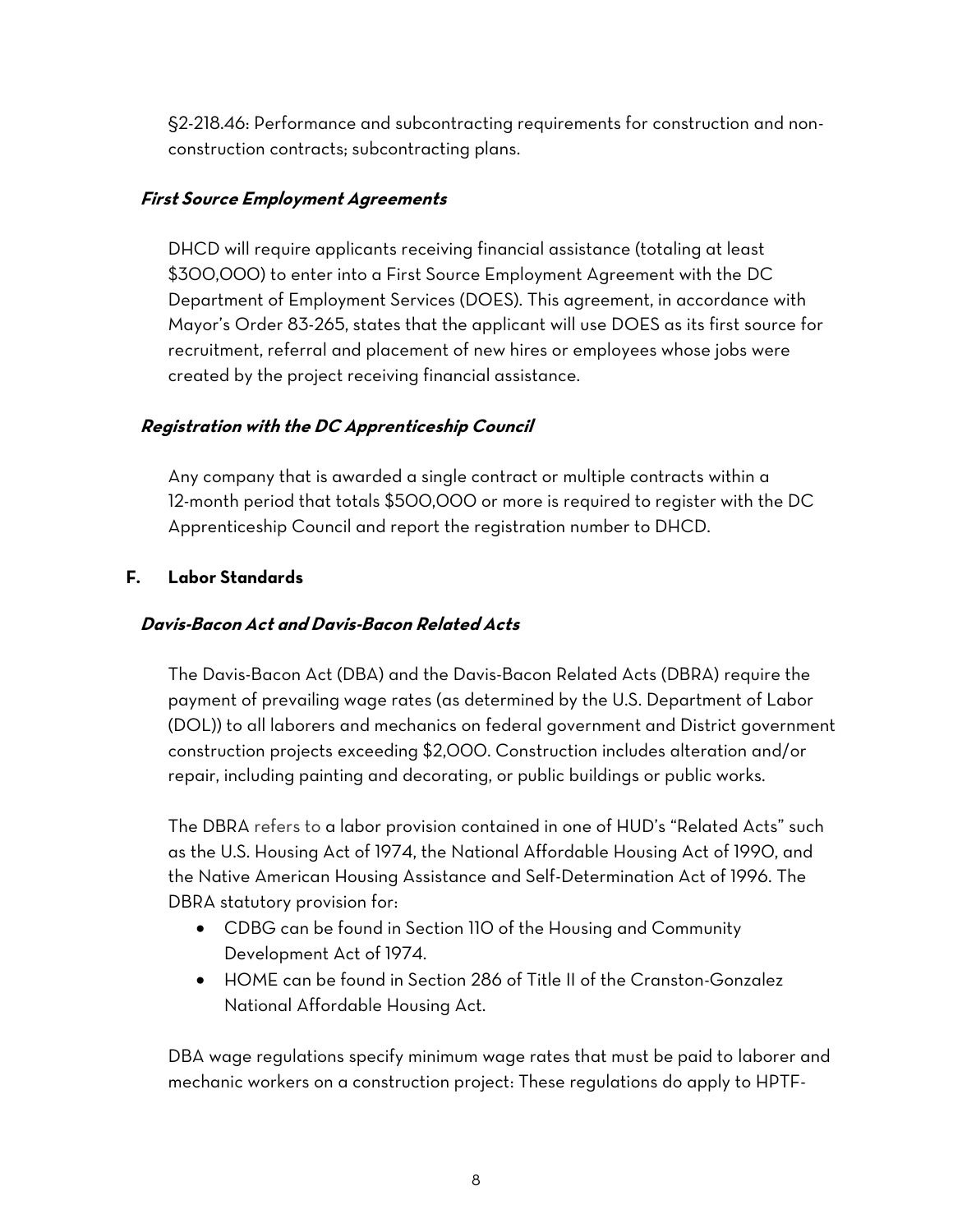§2-218.46: Performance and subcontracting requirements for construction and non-construction contracts; subcontracting plans.

***First Source Employment Agreements***

DHCD will require applicants receiving financial assistance (totaling at least $300,000) to enter into a First Source Employment Agreement with the DC Department of Employment Services (DOES). This agreement, in accordance with Mayor's Order 83-265, states that the applicant will use DOES as its first source for recruitment, referral and placement of new hires or employees whose jobs were created by the project receiving financial assistance.

***Registration with the DC Apprenticeship Council***

Any company that is awarded a single contract or multiple contracts within a 12-month period that totals $500,000 or more is required to register with the DC Apprenticeship Council and report the registration number to DHCD.

## F. Labor Standards

***Davis-Bacon Act and Davis-Bacon Related Acts***

The Davis-Bacon Act (DBA) and the Davis-Bacon Related Acts (DBRA) require the payment of prevailing wage rates (as determined by the U.S. Department of Labor (DOL)) to all laborers and mechanics on federal government and District government construction projects exceeding $2,000. Construction includes alteration and/or repair, including painting and decorating, or public buildings or public works.

The DBRA refers to a labor provision contained in one of HUD's "Related Acts" such as the U.S. Housing Act of 1974, the National Affordable Housing Act of 1990, and the Native American Housing Assistance and Self-Determination Act of 1996. The DBRA statutory provision for:

- CDBG can be found in Section 110 of the Housing and Community Development Act of 1974.
- HOME can be found in Section 286 of Title II of the Cranston-Gonzalez National Affordable Housing Act.

DBA wage regulations specify minimum wage rates that must be paid to laborer and mechanic workers on a construction project: These regulations do apply to HPTF-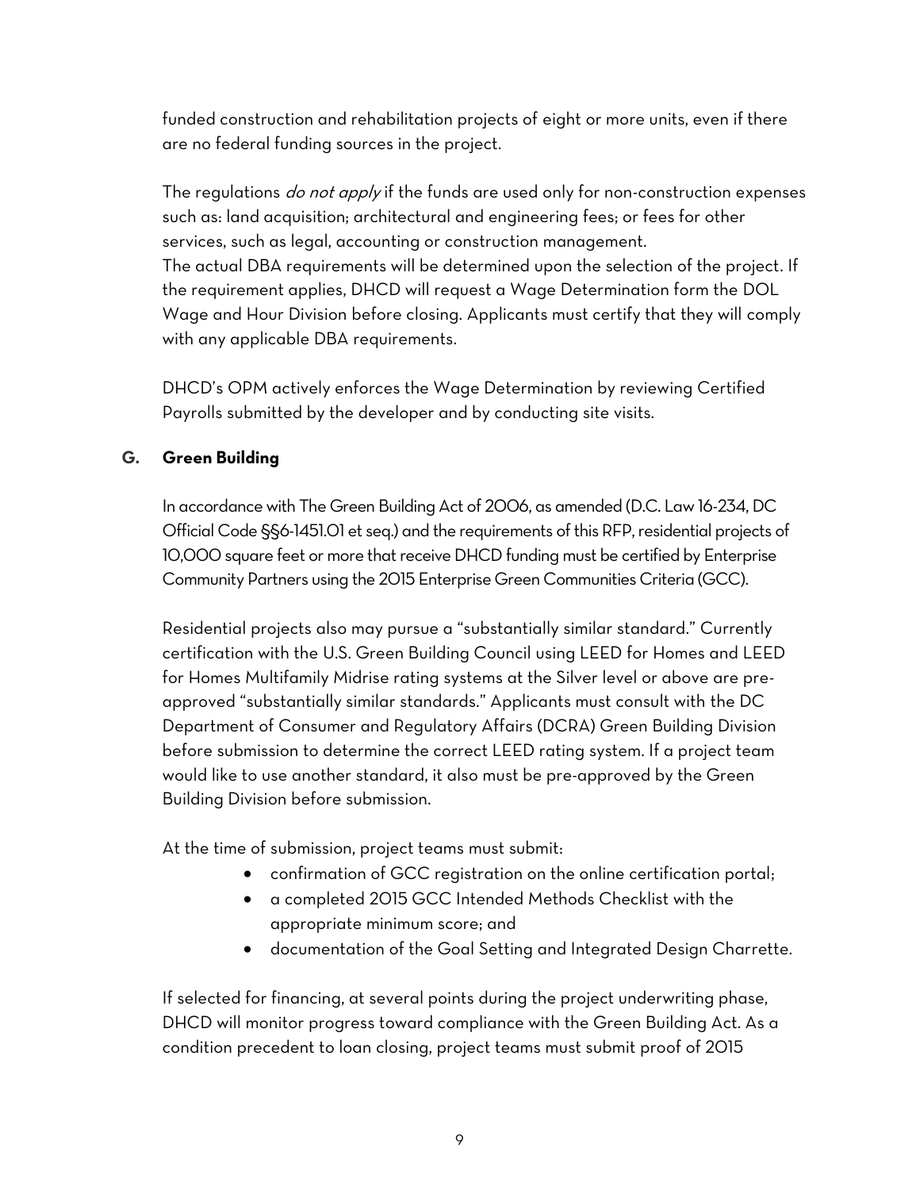funded construction and rehabilitation projects of eight or more units, even if there are no federal funding sources in the project.

The regulations *do not apply* if the funds are used only for non-construction expenses such as: land acquisition; architectural and engineering fees; or fees for other services, such as legal, accounting or construction management.
The actual DBA requirements will be determined upon the selection of the project. If the requirement applies, DHCD will request a Wage Determination form the DOL Wage and Hour Division before closing. Applicants must certify that they will comply with any applicable DBA requirements.

DHCD's OPM actively enforces the Wage Determination by reviewing Certified Payrolls submitted by the developer and by conducting site visits.

### G. Green Building

In accordance with The Green Building Act of 2006, as amended (D.C. Law 16-234, DC Official Code §§6-1451.01 et seq.) and the requirements of this RFP, residential projects of 10,000 square feet or more that receive DHCD funding must be certified by Enterprise Community Partners using the 2015 Enterprise Green Communities Criteria (GCC).

Residential projects also may pursue a "substantially similar standard." Currently certification with the U.S. Green Building Council using LEED for Homes and LEED for Homes Multifamily Midrise rating systems at the Silver level or above are pre-approved "substantially similar standards." Applicants must consult with the DC Department of Consumer and Regulatory Affairs (DCRA) Green Building Division before submission to determine the correct LEED rating system. If a project team would like to use another standard, it also must be pre-approved by the Green Building Division before submission.

At the time of submission, project teams must submit:

- confirmation of GCC registration on the online certification portal;
- a completed 2015 GCC Intended Methods Checklist with the appropriate minimum score; and
- documentation of the Goal Setting and Integrated Design Charrette.

If selected for financing, at several points during the project underwriting phase, DHCD will monitor progress toward compliance with the Green Building Act. As a condition precedent to loan closing, project teams must submit proof of 2015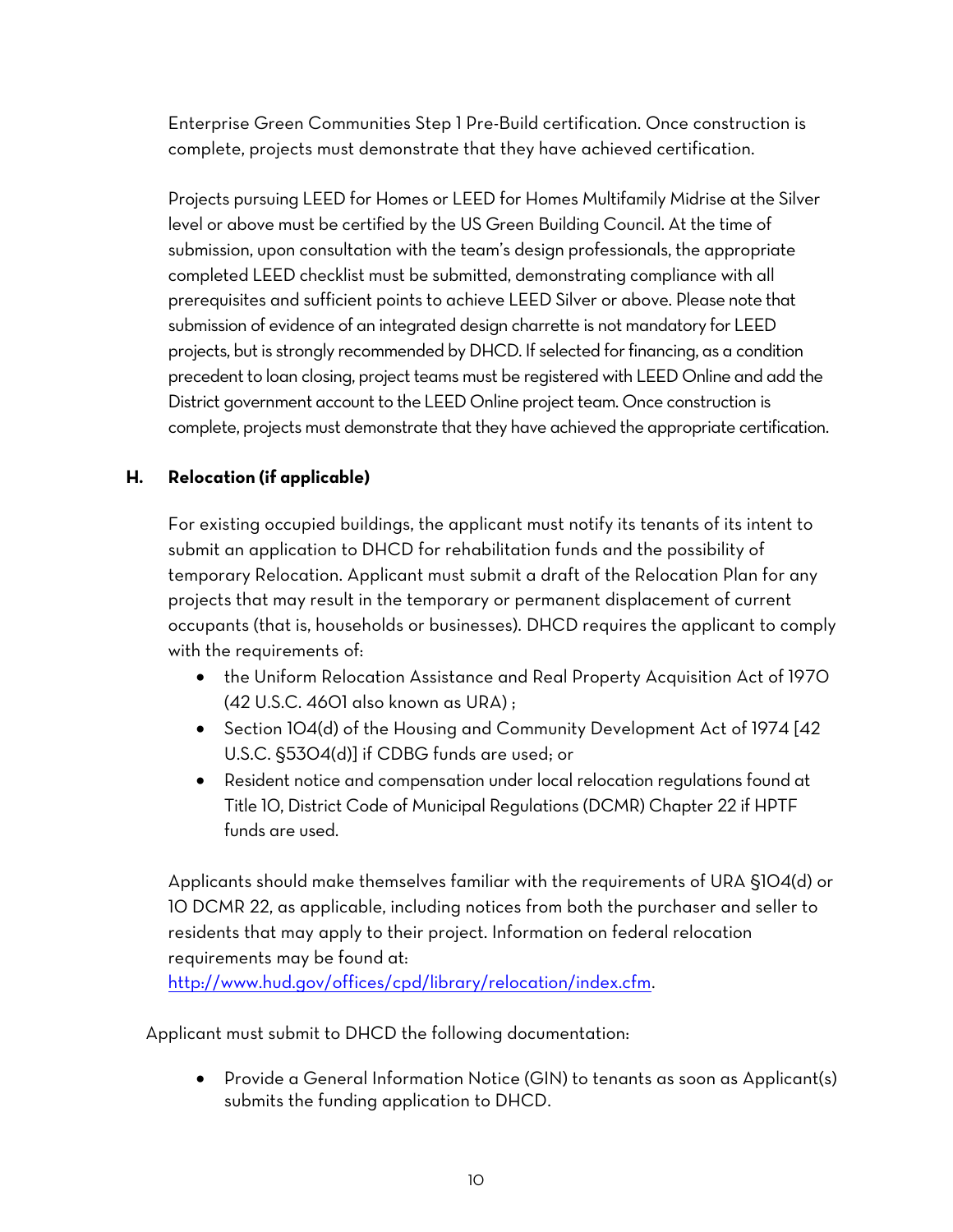Enterprise Green Communities Step 1 Pre-Build certification. Once construction is complete, projects must demonstrate that they have achieved certification.

Projects pursuing LEED for Homes or LEED for Homes Multifamily Midrise at the Silver level or above must be certified by the US Green Building Council. At the time of submission, upon consultation with the team's design professionals, the appropriate completed LEED checklist must be submitted, demonstrating compliance with all prerequisites and sufficient points to achieve LEED Silver or above. Please note that submission of evidence of an integrated design charrette is not mandatory for LEED projects, but is strongly recommended by DHCD. If selected for financing, as a condition precedent to loan closing, project teams must be registered with LEED Online and add the District government account to the LEED Online project team. Once construction is complete, projects must demonstrate that they have achieved the appropriate certification.

### H. Relocation (if applicable)

For existing occupied buildings, the applicant must notify its tenants of its intent to submit an application to DHCD for rehabilitation funds and the possibility of temporary Relocation. Applicant must submit a draft of the Relocation Plan for any projects that may result in the temporary or permanent displacement of current occupants (that is, households or businesses). DHCD requires the applicant to comply with the requirements of:

- the Uniform Relocation Assistance and Real Property Acquisition Act of 1970 (42 U.S.C. 4601 also known as URA) ;
- Section 104(d) of the Housing and Community Development Act of 1974 [42 U.S.C. §5304(d)] if CDBG funds are used; or
- Resident notice and compensation under local relocation regulations found at Title 10, District Code of Municipal Regulations (DCMR) Chapter 22 if HPTF funds are used.

Applicants should make themselves familiar with the requirements of URA §104(d) or 10 DCMR 22, as applicable, including notices from both the purchaser and seller to residents that may apply to their project. Information on federal relocation requirements may be found at: http://www.hud.gov/offices/cpd/library/relocation/index.cfm.

Applicant must submit to DHCD the following documentation:

- Provide a General Information Notice (GIN) to tenants as soon as Applicant(s) submits the funding application to DHCD.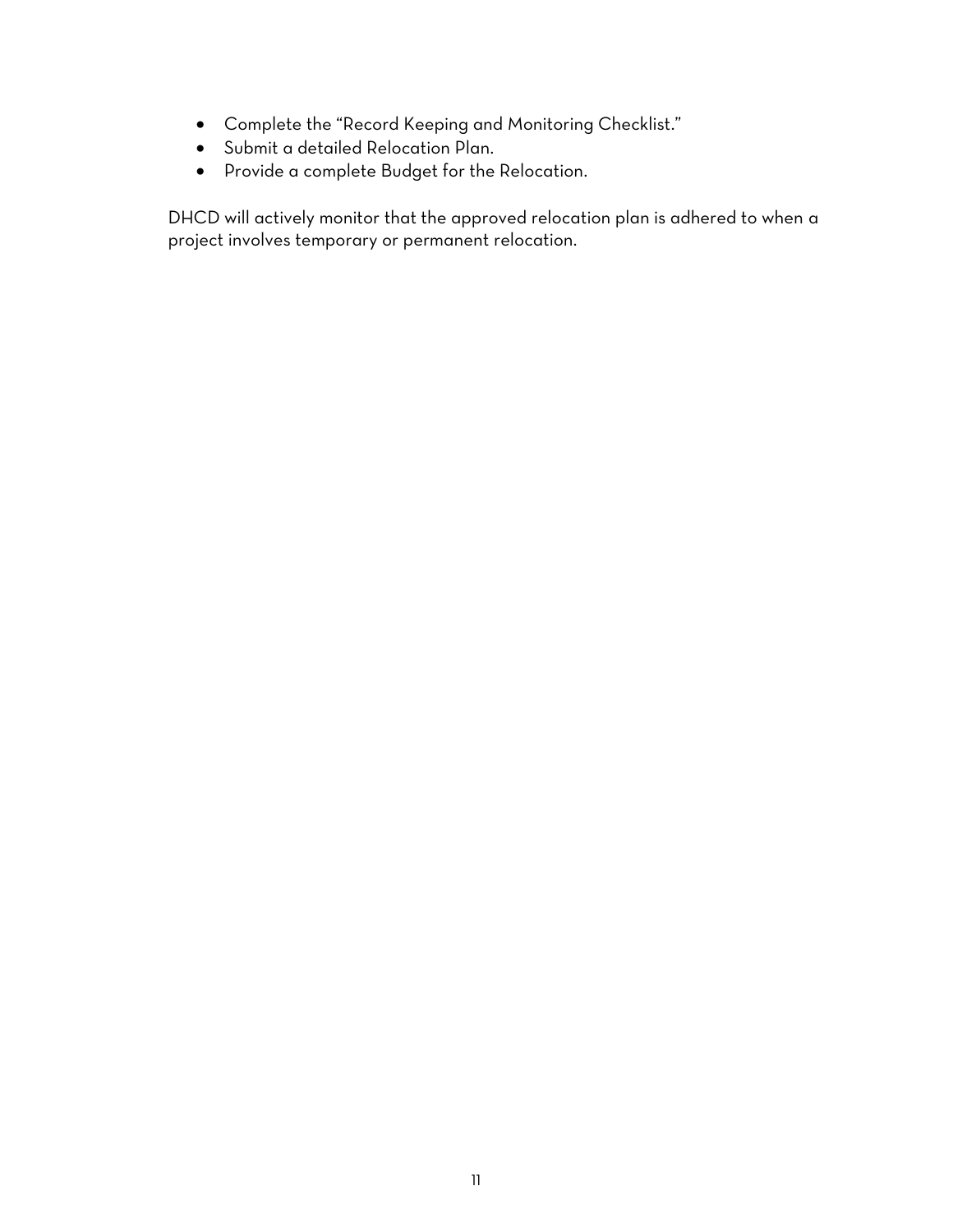- Complete the "Record Keeping and Monitoring Checklist."
- Submit a detailed Relocation Plan.
- Provide a complete Budget for the Relocation.

DHCD will actively monitor that the approved relocation plan is adhered to when a project involves temporary or permanent relocation.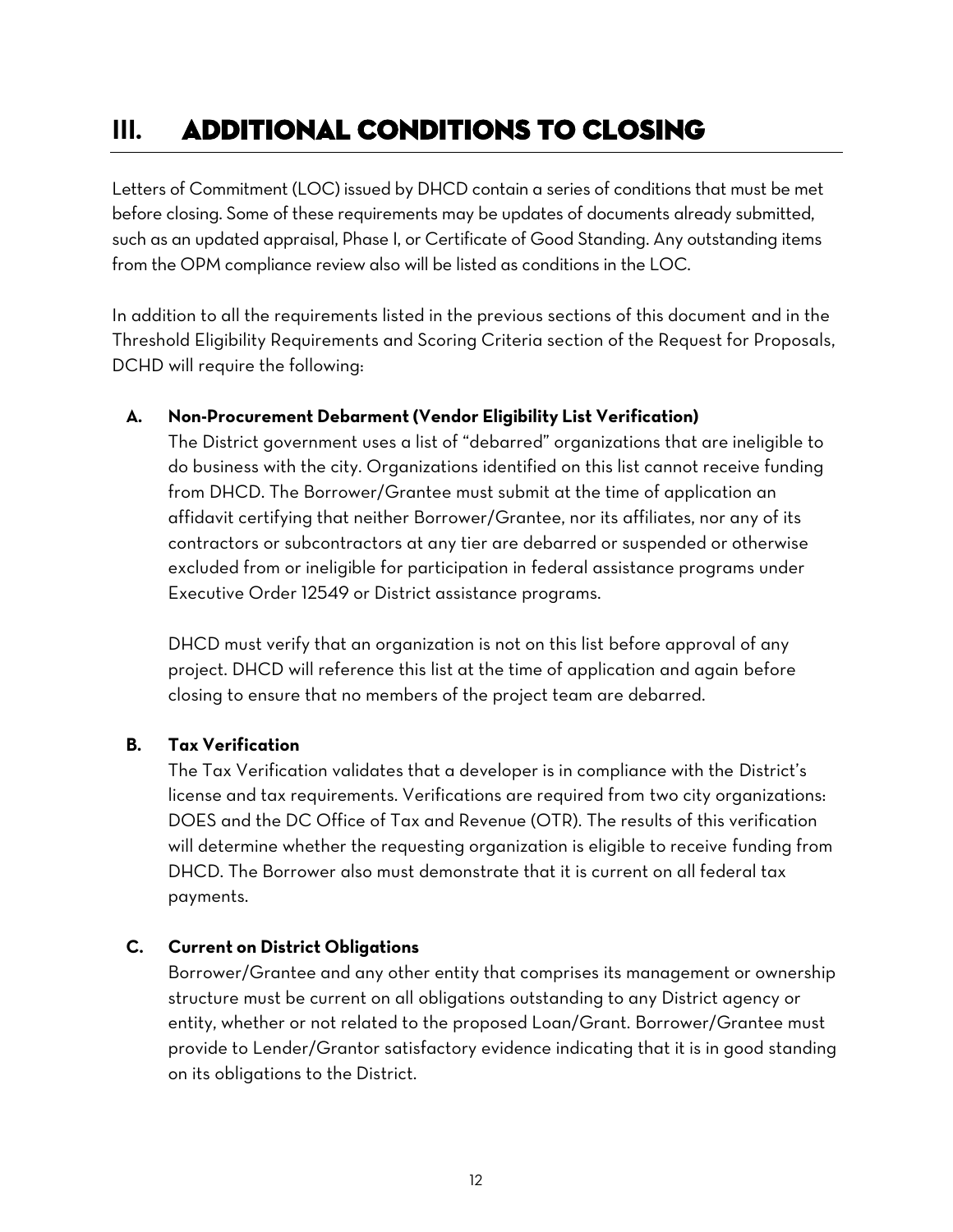# III. ADDITIONAL CONDITIONS TO CLOSING

Letters of Commitment (LOC) issued by DHCD contain a series of conditions that must be met before closing. Some of these requirements may be updates of documents already submitted, such as an updated appraisal, Phase I, or Certificate of Good Standing. Any outstanding items from the OPM compliance review also will be listed as conditions in the LOC.

In addition to all the requirements listed in the previous sections of this document and in the Threshold Eligibility Requirements and Scoring Criteria section of the Request for Proposals, DCHD will require the following:

### A. Non-Procurement Debarment (Vendor Eligibility List Verification)

The District government uses a list of "debarred" organizations that are ineligible to do business with the city. Organizations identified on this list cannot receive funding from DHCD. The Borrower/Grantee must submit at the time of application an affidavit certifying that neither Borrower/Grantee, nor its affiliates, nor any of its contractors or subcontractors at any tier are debarred or suspended or otherwise excluded from or ineligible for participation in federal assistance programs under Executive Order 12549 or District assistance programs.

DHCD must verify that an organization is not on this list before approval of any project. DHCD will reference this list at the time of application and again before closing to ensure that no members of the project team are debarred.

### B. Tax Verification

The Tax Verification validates that a developer is in compliance with the District's license and tax requirements. Verifications are required from two city organizations: DOES and the DC Office of Tax and Revenue (OTR). The results of this verification will determine whether the requesting organization is eligible to receive funding from DHCD. The Borrower also must demonstrate that it is current on all federal tax payments.

### C. Current on District Obligations

Borrower/Grantee and any other entity that comprises its management or ownership structure must be current on all obligations outstanding to any District agency or entity, whether or not related to the proposed Loan/Grant. Borrower/Grantee must provide to Lender/Grantor satisfactory evidence indicating that it is in good standing on its obligations to the District.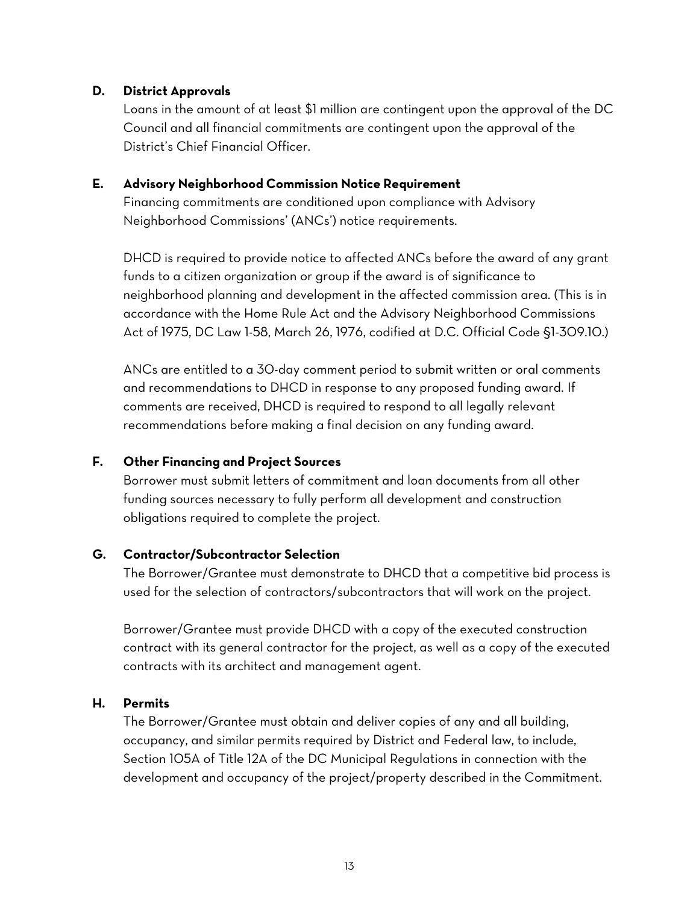### D. District Approvals

Loans in the amount of at least $1 million are contingent upon the approval of the DC Council and all financial commitments are contingent upon the approval of the District's Chief Financial Officer.

### E. Advisory Neighborhood Commission Notice Requirement

Financing commitments are conditioned upon compliance with Advisory Neighborhood Commissions' (ANCs') notice requirements.

DHCD is required to provide notice to affected ANCs before the award of any grant funds to a citizen organization or group if the award is of significance to neighborhood planning and development in the affected commission area. (This is in accordance with the Home Rule Act and the Advisory Neighborhood Commissions Act of 1975, DC Law 1-58, March 26, 1976, codified at D.C. Official Code §1-309.10.)

ANCs are entitled to a 30-day comment period to submit written or oral comments and recommendations to DHCD in response to any proposed funding award. If comments are received, DHCD is required to respond to all legally relevant recommendations before making a final decision on any funding award.

### F. Other Financing and Project Sources

Borrower must submit letters of commitment and loan documents from all other funding sources necessary to fully perform all development and construction obligations required to complete the project.

### G. Contractor/Subcontractor Selection

The Borrower/Grantee must demonstrate to DHCD that a competitive bid process is used for the selection of contractors/subcontractors that will work on the project.

Borrower/Grantee must provide DHCD with a copy of the executed construction contract with its general contractor for the project, as well as a copy of the executed contracts with its architect and management agent.

### H. Permits

The Borrower/Grantee must obtain and deliver copies of any and all building, occupancy, and similar permits required by District and Federal law, to include, Section 105A of Title 12A of the DC Municipal Regulations in connection with the development and occupancy of the project/property described in the Commitment.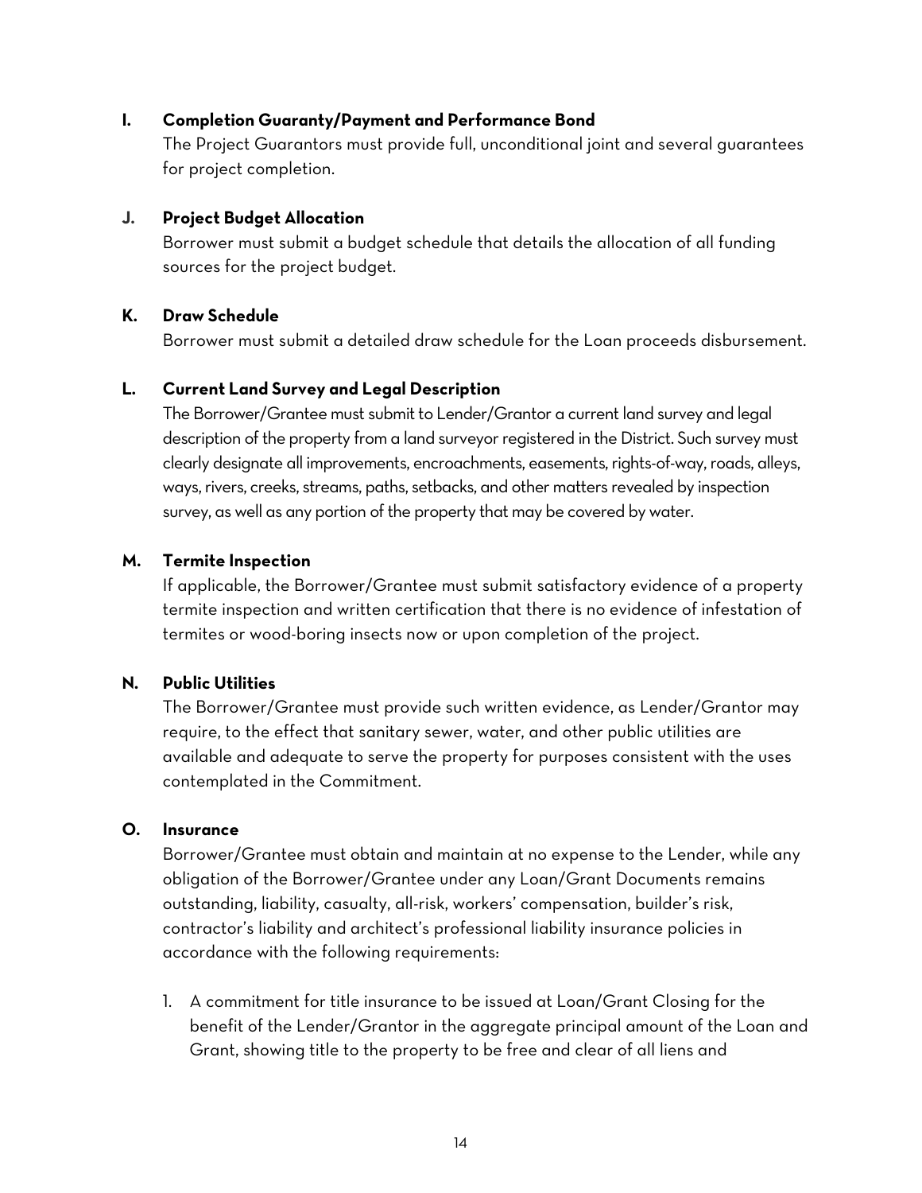**I. Completion Guaranty/Payment and Performance Bond**

The Project Guarantors must provide full, unconditional joint and several guarantees for project completion.

**J. Project Budget Allocation**

Borrower must submit a budget schedule that details the allocation of all funding sources for the project budget.

**K. Draw Schedule**

Borrower must submit a detailed draw schedule for the Loan proceeds disbursement.

**L. Current Land Survey and Legal Description**

The Borrower/Grantee must submit to Lender/Grantor a current land survey and legal description of the property from a land surveyor registered in the District. Such survey must clearly designate all improvements, encroachments, easements, rights-of-way, roads, alleys, ways, rivers, creeks, streams, paths, setbacks, and other matters revealed by inspection survey, as well as any portion of the property that may be covered by water.

**M. Termite Inspection**

If applicable, the Borrower/Grantee must submit satisfactory evidence of a property termite inspection and written certification that there is no evidence of infestation of termites or wood-boring insects now or upon completion of the project.

**N. Public Utilities**

The Borrower/Grantee must provide such written evidence, as Lender/Grantor may require, to the effect that sanitary sewer, water, and other public utilities are available and adequate to serve the property for purposes consistent with the uses contemplated in the Commitment.

**O. Insurance**

Borrower/Grantee must obtain and maintain at no expense to the Lender, while any obligation of the Borrower/Grantee under any Loan/Grant Documents remains outstanding, liability, casualty, all-risk, workers' compensation, builder's risk, contractor's liability and architect's professional liability insurance policies in accordance with the following requirements:

1. A commitment for title insurance to be issued at Loan/Grant Closing for the benefit of the Lender/Grantor in the aggregate principal amount of the Loan and Grant, showing title to the property to be free and clear of all liens and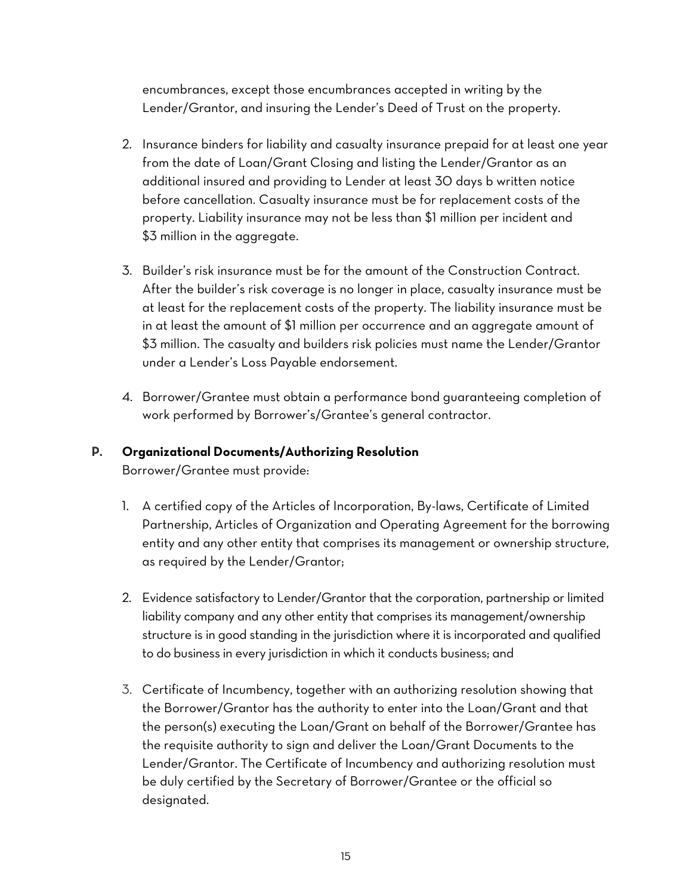encumbrances, except those encumbrances accepted in writing by the Lender/Grantor, and insuring the Lender's Deed of Trust on the property.

2. Insurance binders for liability and casualty insurance prepaid for at least one year from the date of Loan/Grant Closing and listing the Lender/Grantor as an additional insured and providing to Lender at least 30 days b written notice before cancellation. Casualty insurance must be for replacement costs of the property. Liability insurance may not be less than $1 million per incident and $3 million in the aggregate.

3. Builder's risk insurance must be for the amount of the Construction Contract. After the builder's risk coverage is no longer in place, casualty insurance must be at least for the replacement costs of the property. The liability insurance must be in at least the amount of $1 million per occurrence and an aggregate amount of $3 million. The casualty and builders risk policies must name the Lender/Grantor under a Lender's Loss Payable endorsement.

4. Borrower/Grantee must obtain a performance bond guaranteeing completion of work performed by Borrower's/Grantee's general contractor.

**P. Organizational Documents/Authorizing Resolution**

Borrower/Grantee must provide:

1. A certified copy of the Articles of Incorporation, By-laws, Certificate of Limited Partnership, Articles of Organization and Operating Agreement for the borrowing entity and any other entity that comprises its management or ownership structure, as required by the Lender/Grantor;

2. Evidence satisfactory to Lender/Grantor that the corporation, partnership or limited liability company and any other entity that comprises its management/ownership structure is in good standing in the jurisdiction where it is incorporated and qualified to do business in every jurisdiction in which it conducts business; and

3. Certificate of Incumbency, together with an authorizing resolution showing that the Borrower/Grantor has the authority to enter into the Loan/Grant and that the person(s) executing the Loan/Grant on behalf of the Borrower/Grantee has the requisite authority to sign and deliver the Loan/Grant Documents to the Lender/Grantor. The Certificate of Incumbency and authorizing resolution must be duly certified by the Secretary of Borrower/Grantee or the official so designated.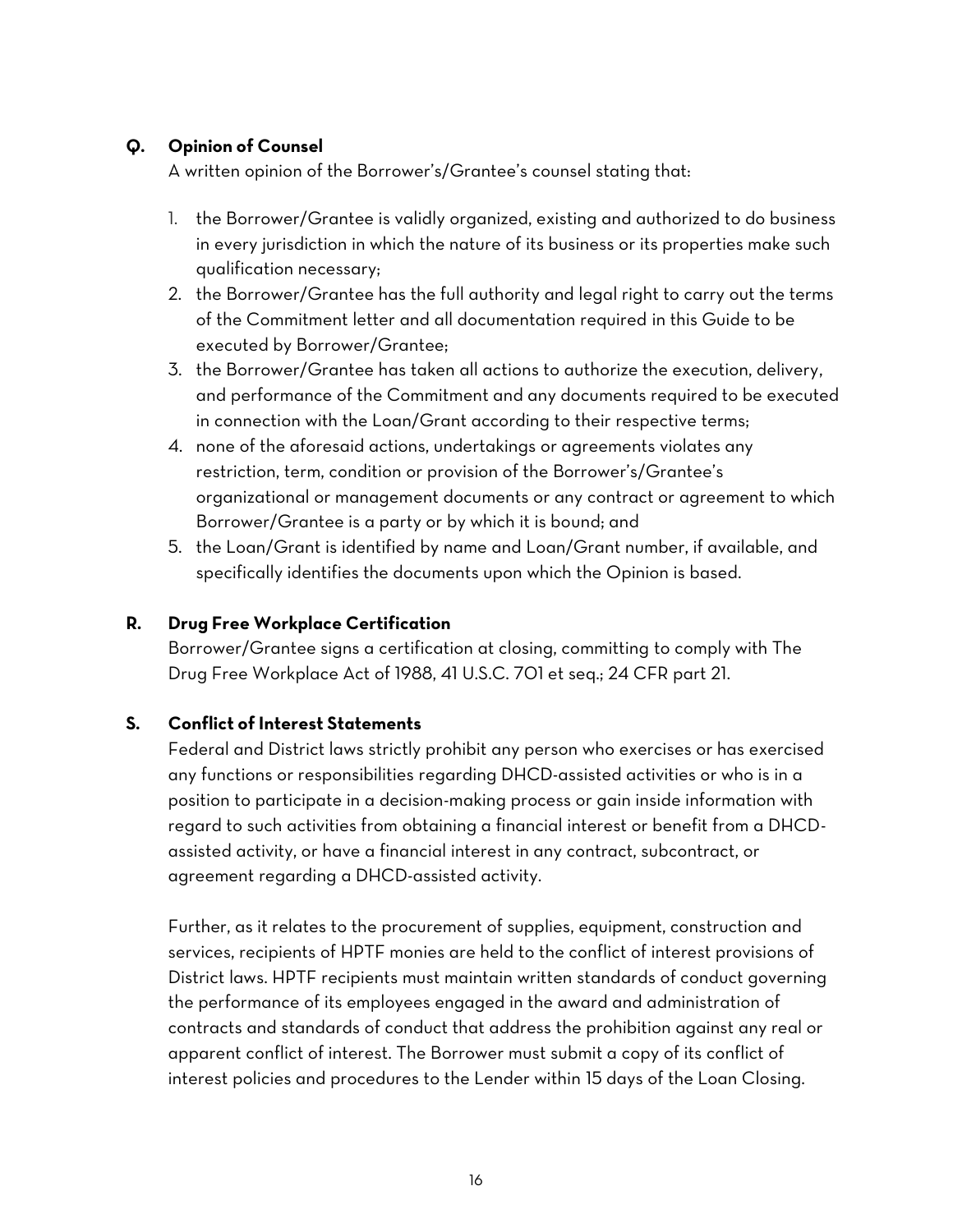### Q. Opinion of Counsel

A written opinion of the Borrower's/Grantee's counsel stating that:

1. the Borrower/Grantee is validly organized, existing and authorized to do business in every jurisdiction in which the nature of its business or its properties make such qualification necessary;
2. the Borrower/Grantee has the full authority and legal right to carry out the terms of the Commitment letter and all documentation required in this Guide to be executed by Borrower/Grantee;
3. the Borrower/Grantee has taken all actions to authorize the execution, delivery, and performance of the Commitment and any documents required to be executed in connection with the Loan/Grant according to their respective terms;
4. none of the aforesaid actions, undertakings or agreements violates any restriction, term, condition or provision of the Borrower's/Grantee's organizational or management documents or any contract or agreement to which Borrower/Grantee is a party or by which it is bound; and
5. the Loan/Grant is identified by name and Loan/Grant number, if available, and specifically identifies the documents upon which the Opinion is based.

### R. Drug Free Workplace Certification

Borrower/Grantee signs a certification at closing, committing to comply with The Drug Free Workplace Act of 1988, 41 U.S.C. 701 et seq.; 24 CFR part 21.

### S. Conflict of Interest Statements

Federal and District laws strictly prohibit any person who exercises or has exercised any functions or responsibilities regarding DHCD-assisted activities or who is in a position to participate in a decision-making process or gain inside information with regard to such activities from obtaining a financial interest or benefit from a DHCD-assisted activity, or have a financial interest in any contract, subcontract, or agreement regarding a DHCD-assisted activity.

Further, as it relates to the procurement of supplies, equipment, construction and services, recipients of HPTF monies are held to the conflict of interest provisions of District laws. HPTF recipients must maintain written standards of conduct governing the performance of its employees engaged in the award and administration of contracts and standards of conduct that address the prohibition against any real or apparent conflict of interest. The Borrower must submit a copy of its conflict of interest policies and procedures to the Lender within 15 days of the Loan Closing.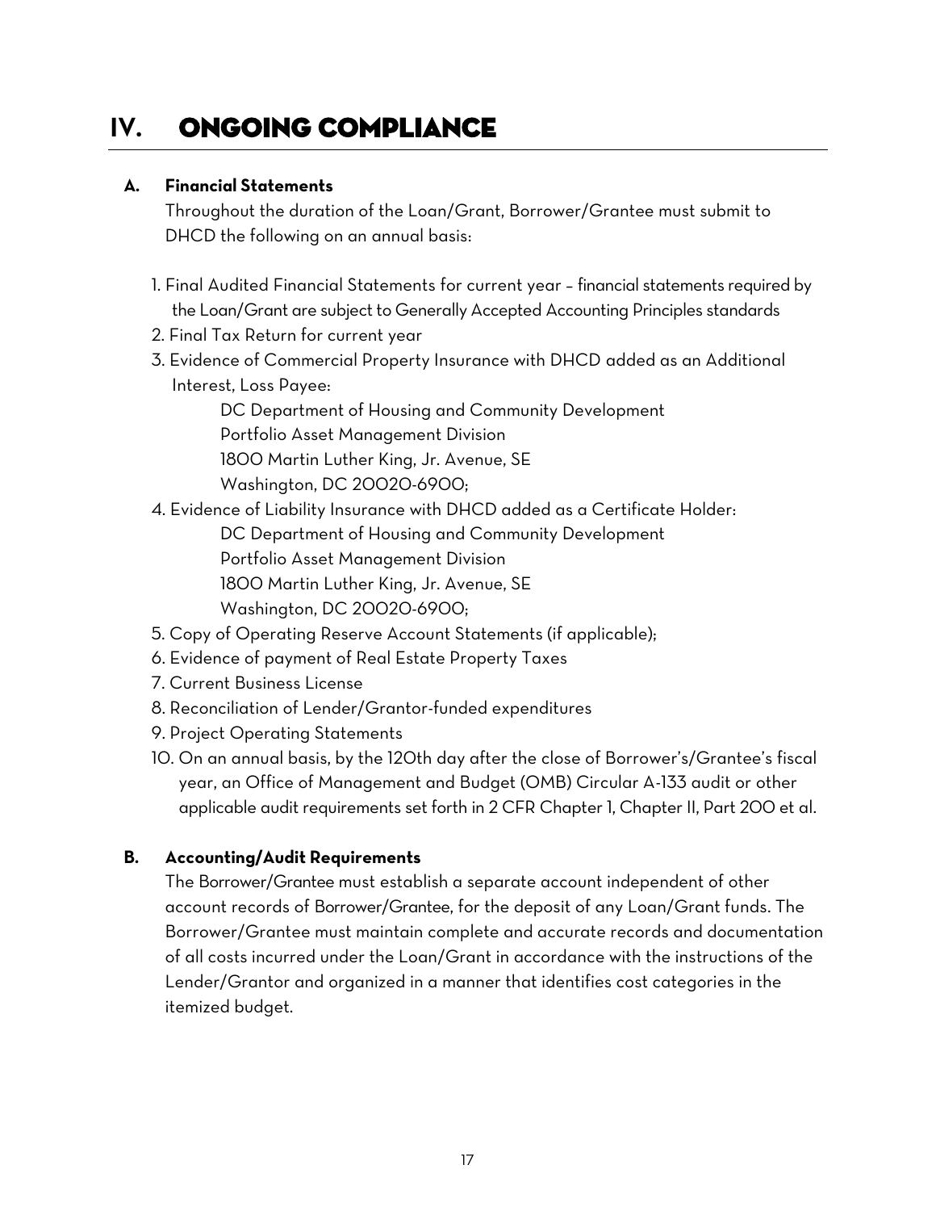# IV. ONGOING COMPLIANCE

### A. Financial Statements

Throughout the duration of the Loan/Grant, Borrower/Grantee must submit to DHCD the following on an annual basis:

1. Final Audited Financial Statements for current year – financial statements required by the Loan/Grant are subject to Generally Accepted Accounting Principles standards
2. Final Tax Return for current year
3. Evidence of Commercial Property Insurance with DHCD added as an Additional Interest, Loss Payee:

   DC Department of Housing and Community Development  
   Portfolio Asset Management Division  
   1800 Martin Luther King, Jr. Avenue, SE  
   Washington, DC 20020-6900;
4. Evidence of Liability Insurance with DHCD added as a Certificate Holder:

   DC Department of Housing and Community Development  
   Portfolio Asset Management Division  
   1800 Martin Luther King, Jr. Avenue, SE  
   Washington, DC 20020-6900;
5. Copy of Operating Reserve Account Statements (if applicable);
6. Evidence of payment of Real Estate Property Taxes
7. Current Business License
8. Reconciliation of Lender/Grantor-funded expenditures
9. Project Operating Statements
10. On an annual basis, by the 120th day after the close of Borrower's/Grantee's fiscal year, an Office of Management and Budget (OMB) Circular A-133 audit or other applicable audit requirements set forth in 2 CFR Chapter 1, Chapter II, Part 200 et al.

### B. Accounting/Audit Requirements

The Borrower/Grantee must establish a separate account independent of other account records of Borrower/Grantee, for the deposit of any Loan/Grant funds. The Borrower/Grantee must maintain complete and accurate records and documentation of all costs incurred under the Loan/Grant in accordance with the instructions of the Lender/Grantor and organized in a manner that identifies cost categories in the itemized budget.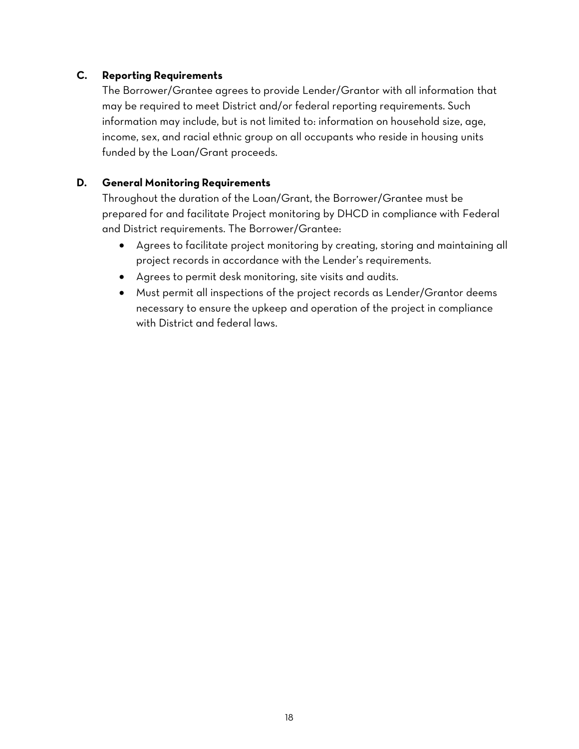### C. Reporting Requirements

The Borrower/Grantee agrees to provide Lender/Grantor with all information that may be required to meet District and/or federal reporting requirements. Such information may include, but is not limited to: information on household size, age, income, sex, and racial ethnic group on all occupants who reside in housing units funded by the Loan/Grant proceeds.

### D. General Monitoring Requirements

Throughout the duration of the Loan/Grant, the Borrower/Grantee must be prepared for and facilitate Project monitoring by DHCD in compliance with Federal and District requirements. The Borrower/Grantee:

- Agrees to facilitate project monitoring by creating, storing and maintaining all project records in accordance with the Lender's requirements.
- Agrees to permit desk monitoring, site visits and audits.
- Must permit all inspections of the project records as Lender/Grantor deems necessary to ensure the upkeep and operation of the project in compliance with District and federal laws.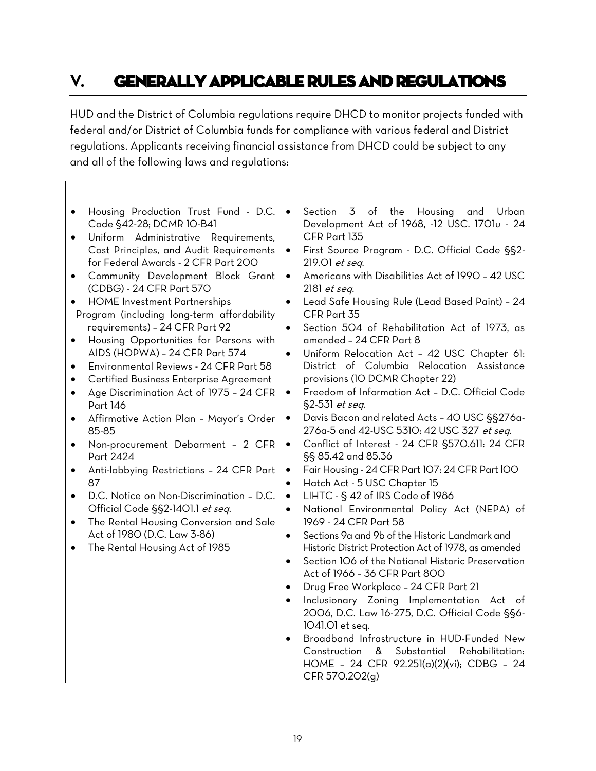# V. GENERALLY APPLICABLE RULES AND REGULATIONS

HUD and the District of Columbia regulations require DHCD to monitor projects funded with federal and/or District of Columbia funds for compliance with various federal and District regulations. Applicants receiving financial assistance from DHCD could be subject to any and all of the following laws and regulations:

- Housing Production Trust Fund - D.C. Code §42-28; DCMR 10-B41
- Uniform Administrative Requirements, Cost Principles, and Audit Requirements for Federal Awards - 2 CFR Part 200
- Community Development Block Grant (CDBG) - 24 CFR Part 570
- HOME Investment Partnerships Program (including long-term affordability requirements) – 24 CFR Part 92
- Housing Opportunities for Persons with AIDS (HOPWA) – 24 CFR Part 574
- Environmental Reviews - 24 CFR Part 58
- Certified Business Enterprise Agreement
- Age Discrimination Act of 1975 – 24 CFR Part 146
- Affirmative Action Plan – Mayor's Order 85-85
- Non-procurement Debarment – 2 CFR Part 2424
- Anti-lobbying Restrictions – 24 CFR Part 87
- D.C. Notice on Non-Discrimination – D.C. Official Code §§2-1401.1 *et seq*.
- The Rental Housing Conversion and Sale Act of 1980 (D.C. Law 3-86)
- The Rental Housing Act of 1985
- Section 3 of the Housing and Urban Development Act of 1968, -12 USC. 1701u - 24 CFR Part 135
- First Source Program - D.C. Official Code §§2-219.01 *et seq*.
- Americans with Disabilities Act of 1990 – 42 USC 2181 *et seq.*
- Lead Safe Housing Rule (Lead Based Paint) – 24 CFR Part 35
- Section 504 of Rehabilitation Act of 1973, as amended – 24 CFR Part 8
- Uniform Relocation Act – 42 USC Chapter 61: District of Columbia Relocation Assistance provisions (10 DCMR Chapter 22)
- Freedom of Information Act – D.C. Official Code §2-531 *et seq.*
- Davis Bacon and related Acts – 40 USC §§276a-276a-5 and 42-USC 5310: 42 USC 327 *et seq.*
- Conflict of Interest - 24 CFR §570.611: 24 CFR §§ 85.42 and 85.36
- Fair Housing - 24 CFR Part 107: 24 CFR Part 100
- Hatch Act - 5 USC Chapter 15
- LIHTC - § 42 of IRS Code of 1986
- National Environmental Policy Act (NEPA) of 1969 - 24 CFR Part 58
- Sections 9a and 9b of the Historic Landmark and Historic District Protection Act of 1978, as amended
- Section 106 of the National Historic Preservation Act of 1966 – 36 CFR Part 800
- Drug Free Workplace – 24 CFR Part 21
- Inclusionary Zoning Implementation Act of 2006, D.C. Law 16-275, D.C. Official Code §§6-1041.01 et seq.
- Broadband Infrastructure in HUD-Funded New Construction & Substantial Rehabilitation: HOME – 24 CFR 92.251(a)(2)(vi); CDBG – 24 CFR 570.202(g)